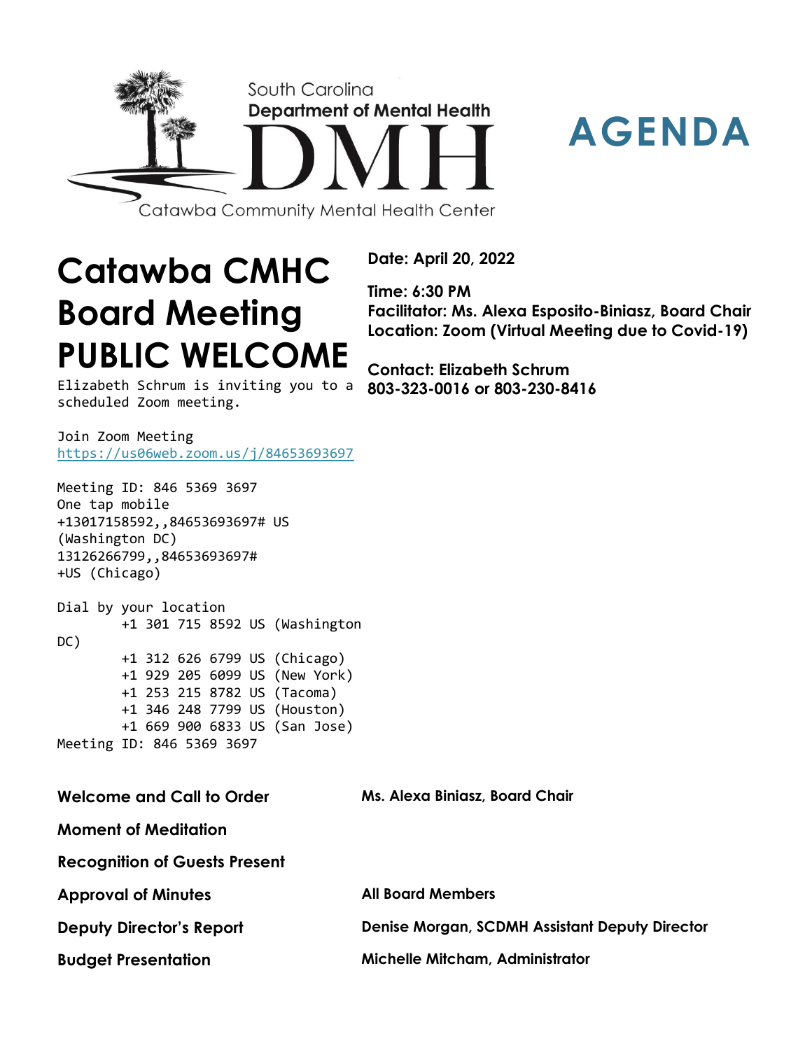South Carolina
**Department of Mental Health**
DMH
Catawba Community Mental Health Center

# AGENDA

# Catawba CMHC Board Meeting PUBLIC WELCOME

**Date: April 20, 2022**

**Time: 6:30 PM**
**Facilitator: Ms. Alexa Esposito-Biniasz, Board Chair**
**Location: Zoom (Virtual Meeting due to Covid-19)**

**Contact: Elizabeth Schrum**
**803-323-0016 or 803-230-8416**

```
Elizabeth Schrum is inviting you to a scheduled Zoom meeting.

Join Zoom Meeting
https://us06web.zoom.us/j/84653693697

Meeting ID: 846 5369 3697
One tap mobile
+13017158592,,84653693697# US (Washington DC)
13126266799,,84653693697# +US (Chicago)

Dial by your location
        +1 301 715 8592 US (Washington DC)
        +1 312 626 6799 US (Chicago)
        +1 929 205 6099 US (New York)
        +1 253 215 8782 US (Tacoma)
        +1 346 248 7799 US (Houston)
        +1 669 900 6833 US (San Jose)
Meeting ID: 846 5369 3697
```

| | |
|---|---|
| **Welcome and Call to Order** | **Ms. Alexa Biniasz, Board Chair** |
| **Moment of Meditation** | |
| **Recognition of Guests Present** | |
| **Approval of Minutes** | **All Board Members** |
| **Deputy Director's Report** | **Denise Morgan, SCDMH Assistant Deputy Director** |
| **Budget Presentation** | **Michelle Mitcham, Administrator** |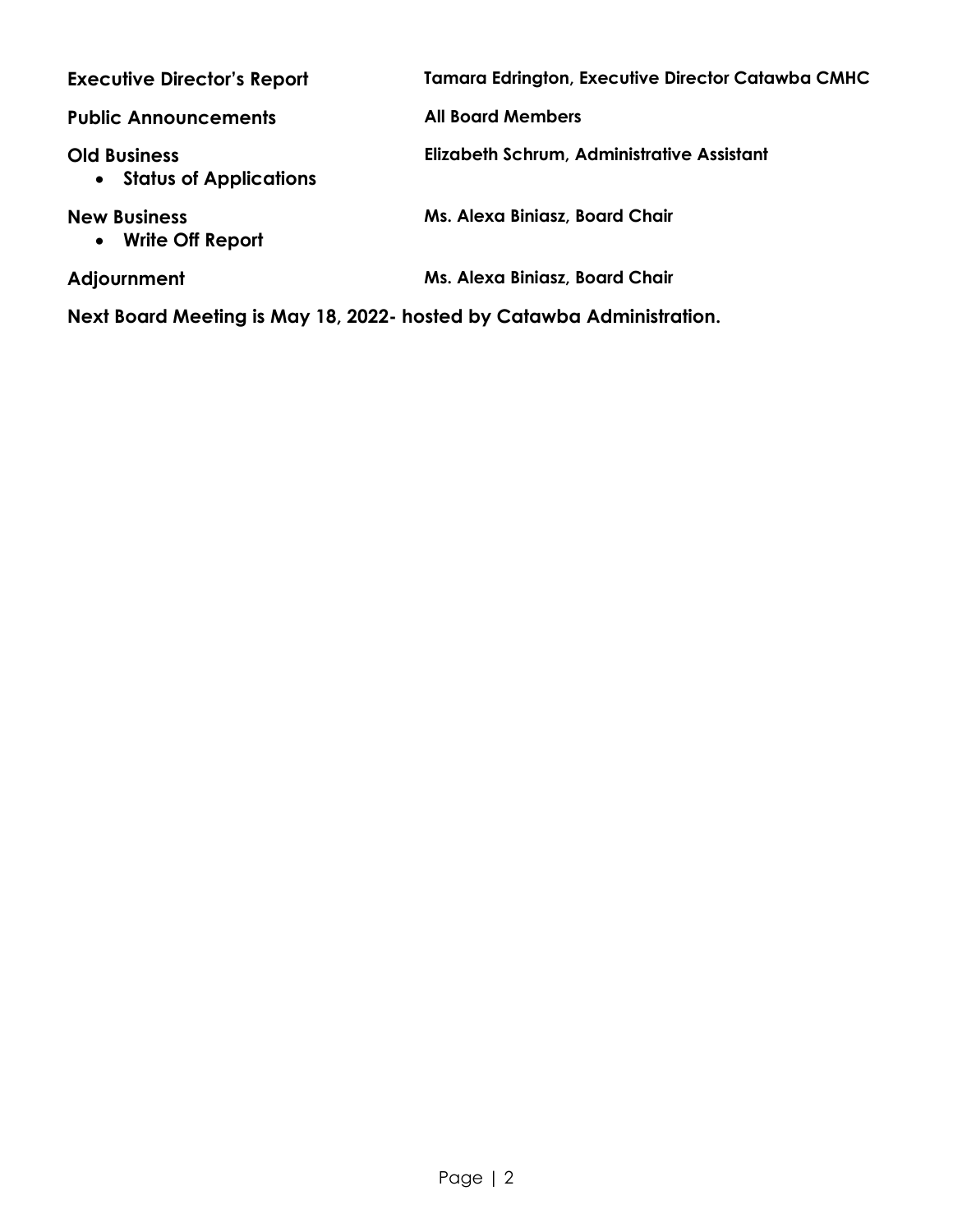| | |
|---|---|
| **Executive Director's Report** | **Tamara Edrington, Executive Director Catawba CMHC** |
| **Public Announcements** | **All Board Members** |
| **Old Business**<br>• **Status of Applications** | **Elizabeth Schrum, Administrative Assistant** |
| **New Business**<br>• **Write Off Report** | **Ms. Alexa Biniasz, Board Chair** |
| **Adjournment** | **Ms. Alexa Biniasz, Board Chair** |

**Next Board Meeting is May 18, 2022- hosted by Catawba Administration.**